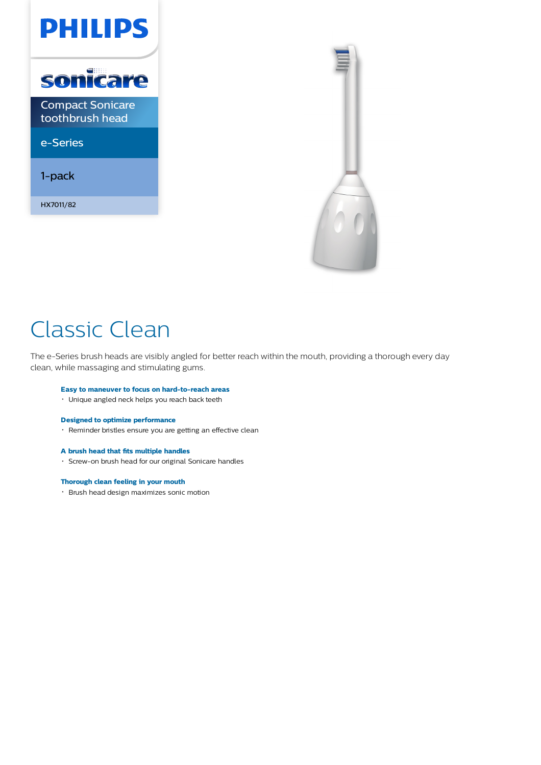PHILIPS

sonicare

Compact Sonicare toothbrush head

e-Series

1-pack

HX7011/82

# Classic Clean

The e-Series brush heads are visibly angled for better reach within the mouth, providing a thorough every day clean, while massaging and stimulating gums.

**Easy to maneuver to focus on hard-to-reach areas**

- Unique angled neck helps you reach back teeth

**Designed to optimize performance**

- Reminder bristles ensure you are getting an effective clean

**A brush head that fits multiple handles**

- Screw-on brush head for our original Sonicare handles

**Thorough clean feeling in your mouth**

- Brush head design maximizes sonic motion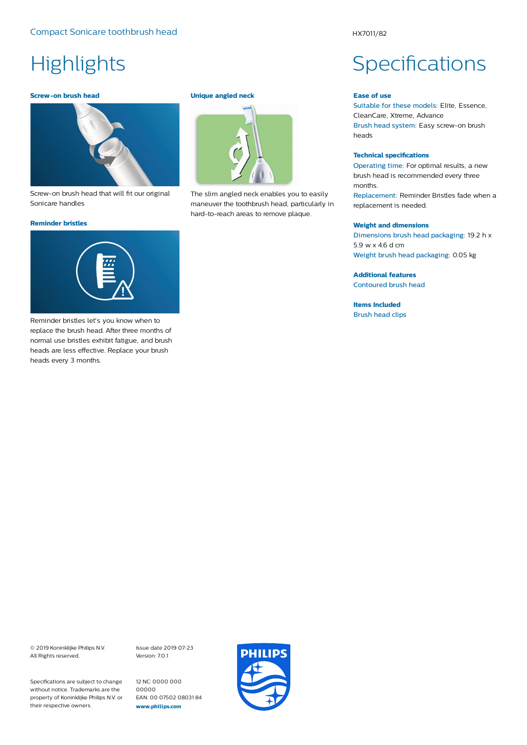Compact Sonicare toothbrush head

HX7011/82

# Highlights

### Screw-on brush head

Screw-on brush head that will fit our original Sonicare handles

### Reminder bristles

Reminder bristles let's you know when to replace the brush head. After three months of normal use bristles exhibit fatigue, and brush heads are less effective. Replace your brush heads every 3 months.

### Unique angled neck

The slim angled neck enables you to easily maneuver the toothbrush head, particularly in hard-to-reach areas to remove plaque.

# Specifications

### Ease of use

- Suitable for these models: Elite, Essence, CleanCare, Xtreme, Advance
- Brush head system: Easy screw-on brush heads

### Technical specifications

- Operating time: For optimal results, a new brush head is recommended every three months.
- Replacement: Reminder Bristles fade when a replacement is needed.

### Weight and dimensions

- Dimensions brush head packaging: 19.2 h x 5.9 w x 4.6 d cm
- Weight brush head packaging: 0.05 kg

### Additional features

- Contoured brush head

### Items Included

- Brush head clips

© 2019 Koninklijke Philips N.V.
All Rights reserved.

Specifications are subject to change without notice. Trademarks are the property of Koninklijke Philips N.V. or their respective owners.

Issue date 2019-07-23
Version: 7.0.1

12 NC: 0000 000 00000
EAN: 00 07502 08031 84

**www.philips.com**